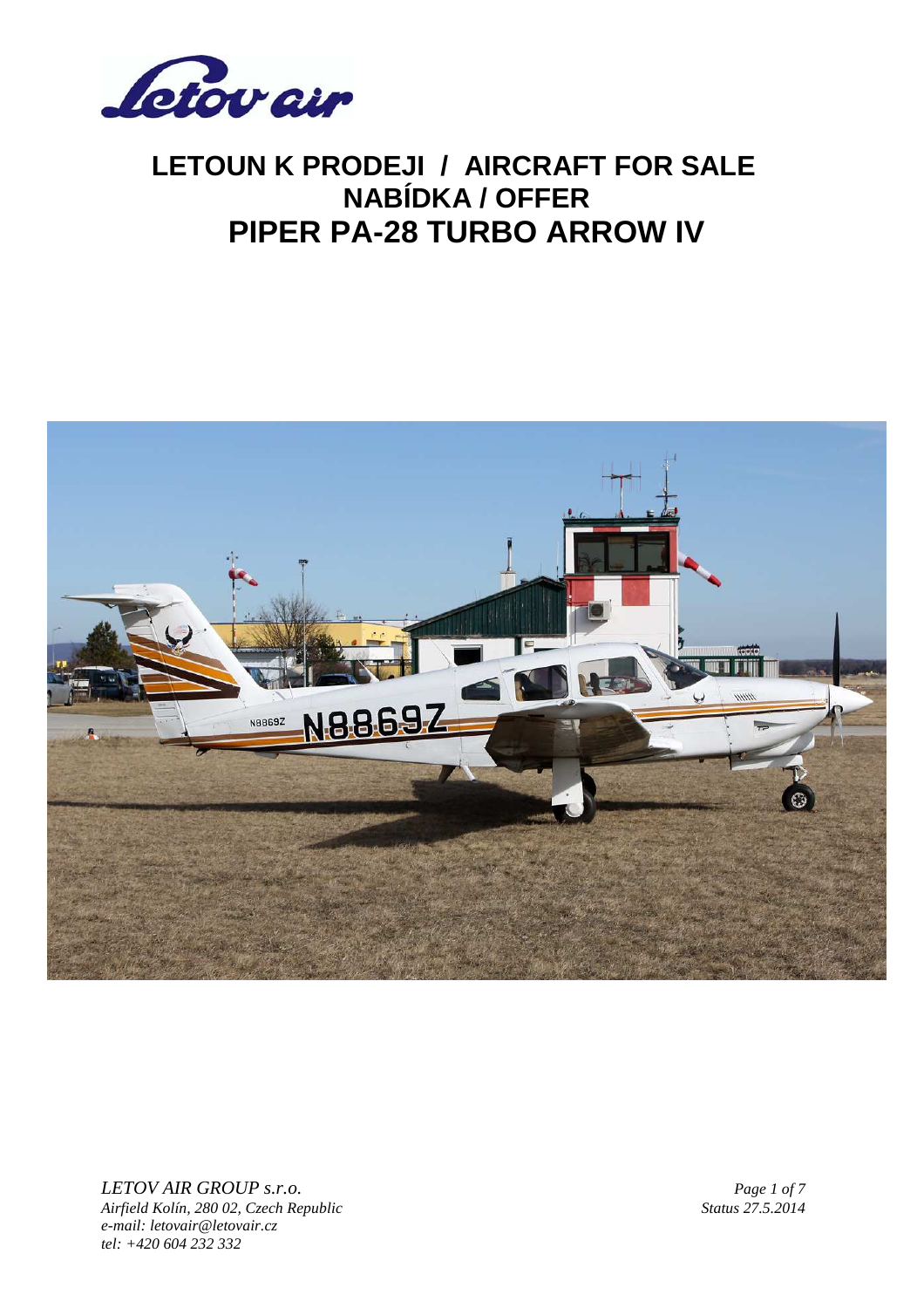# LETOUN K PRODEJI / AIRCRAFT FOR SALE
## NABÍDKA / OFFER
# PIPER PA-28 TURBO ARROW IV

*LETOV AIR GROUP s.r.o.*
*Airfield Kolín, 280 02, Czech Republic*
*e-mail: letovair@letovair.cz*
*tel: +420 604 232 332*

*Status 27.5.2014*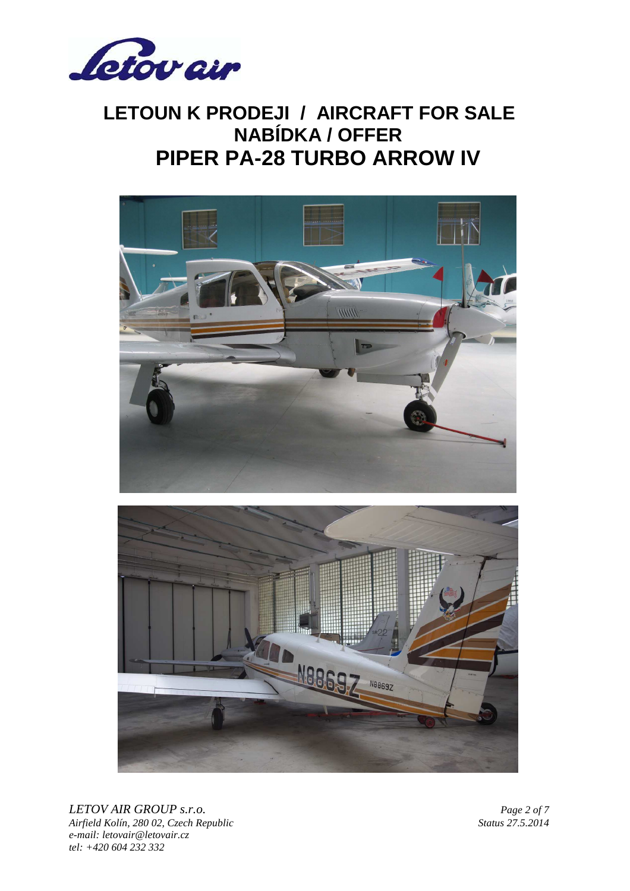# LETOUN K PRODEJI / AIRCRAFT FOR SALE
## NABÍDKA / OFFER
## PIPER PA-28 TURBO ARROW IV

*LETOV AIR GROUP s.r.o.*
*Airfield Kolín, 280 02, Czech Republic*
*e-mail: letovair@letovair.cz*
*tel: +420 604 232 332*

*Status 27.5.2014*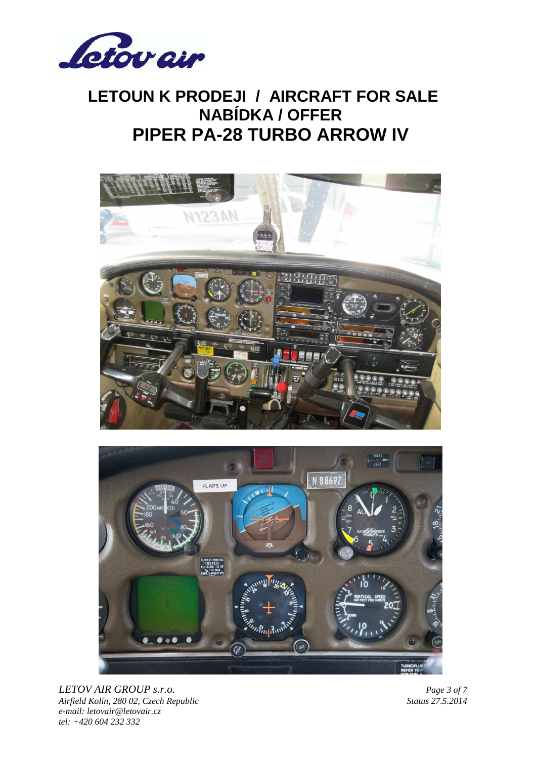# LETOUN K PRODEJI / AIRCRAFT FOR SALE
## NABÍDKA / OFFER
# PIPER PA-28 TURBO ARROW IV

*LETOV AIR GROUP s.r.o.*
*Airfield Kolín, 280 02, Czech Republic*
*e-mail: letovair@letovair.cz*
*tel: +420 604 232 332*

*Status 27.5.2014*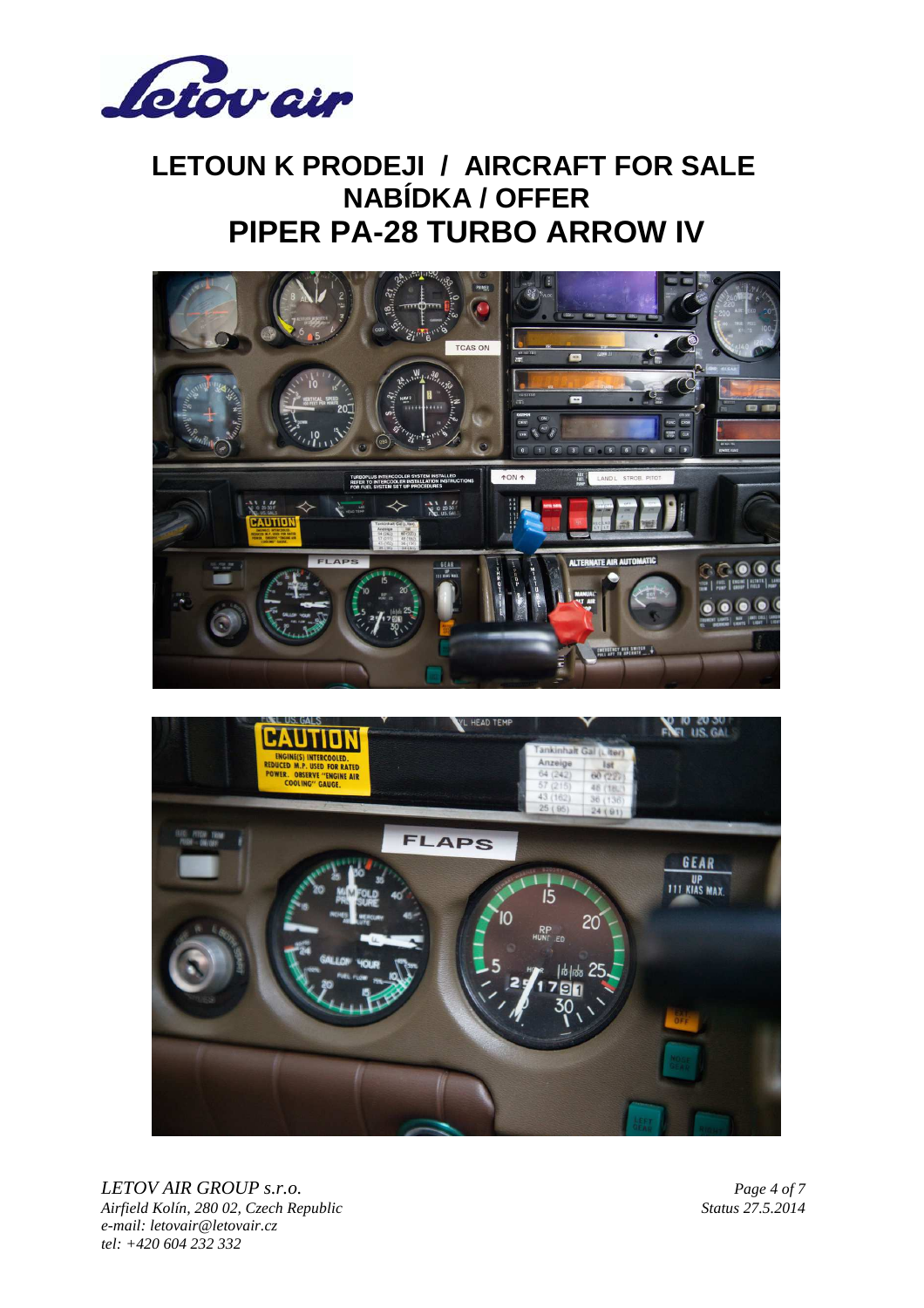# LETOUN K PRODEJI / AIRCRAFT FOR SALE
## NABÍDKA / OFFER
## PIPER PA-28 TURBO ARROW IV

*LETOV AIR GROUP s.r.o.*
*Airfield Kolín, 280 02, Czech Republic*
*e-mail: letovair@letovair.cz*
*tel: +420 604 232 332*

*Status 27.5.2014*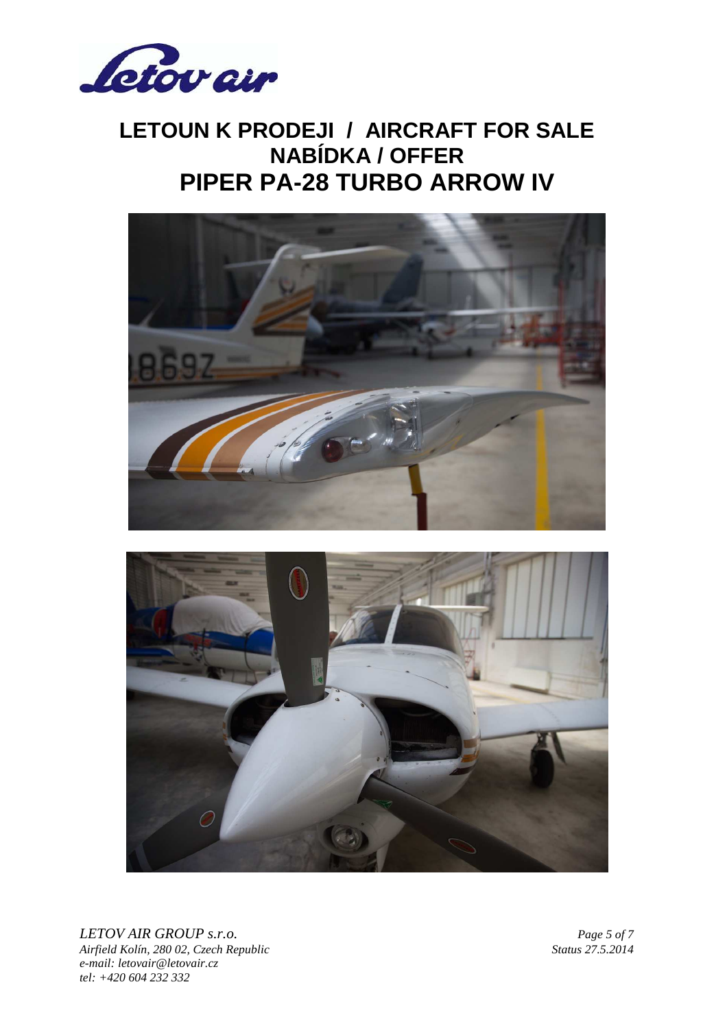# LETOUN K PRODEJI / AIRCRAFT FOR SALE
# NABÍDKA / OFFER
# PIPER PA-28 TURBO ARROW IV

*LETOV AIR GROUP s.r.o.*
*Airfield Kolín, 280 02, Czech Republic*
*e-mail: letovair@letovair.cz*
*tel: +420 604 232 332*

*Status 27.5.2014*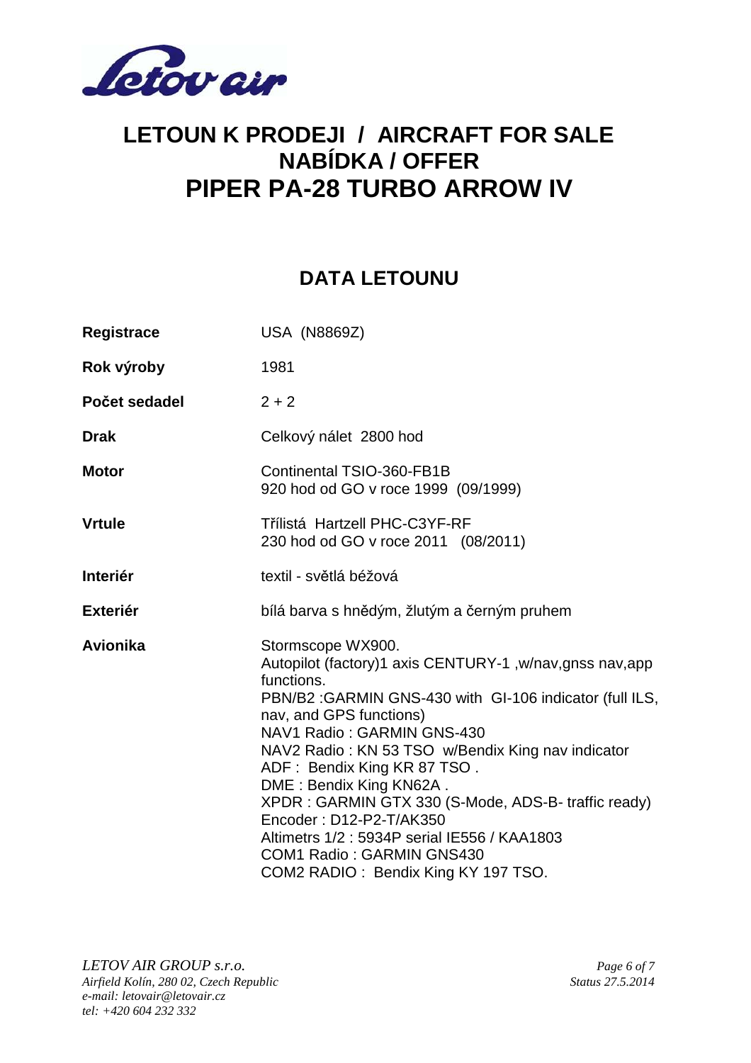# LETOUN K PRODEJI / AIRCRAFT FOR SALE
# NABÍDKA / OFFER
# PIPER PA-28 TURBO ARROW IV

## DATA LETOUNU

| | |
|---|---|
| **Registrace** | USA (N8869Z) |
| **Rok výroby** | 1981 |
| **Počet sedadel** | 2 + 2 |
| **Drak** | Celkový nálet 2800 hod |
| **Motor** | Continental TSIO-360-FB1B<br>920 hod od GO v roce 1999 (09/1999) |
| **Vrtule** | Třílistá Hartzell PHC-C3YF-RF<br>230 hod od GO v roce 2011 (08/2011) |
| **Interiér** | textil - světlá béžová |
| **Exteriér** | bílá barva s hnědým, žlutým a černým pruhem |
| **Avionika** | Stormscope WX900.<br>Autopilot (factory)1 axis CENTURY-1 ,w/nav,gnss nav,app functions.<br>PBN/B2 :GARMIN GNS-430 with GI-106 indicator (full ILS, nav, and GPS functions)<br>NAV1 Radio : GARMIN GNS-430<br>NAV2 Radio : KN 53 TSO w/Bendix King nav indicator<br>ADF : Bendix King KR 87 TSO .<br>DME : Bendix King KN62A .<br>XPDR : GARMIN GTX 330 (S-Mode, ADS-B- traffic ready)<br>Encoder : D12-P2-T/AK350<br>Altimetrs 1/2 : 5934P serial IE556 / KAA1803<br>COM1 Radio : GARMIN GNS430<br>COM2 RADIO : Bendix King KY 197 TSO. |

*LETOV AIR GROUP s.r.o.*
*Airfield Kolín, 280 02, Czech Republic*
*e-mail: letovair@letovair.cz*
*tel: +420 604 232 332*

*Status 27.5.2014*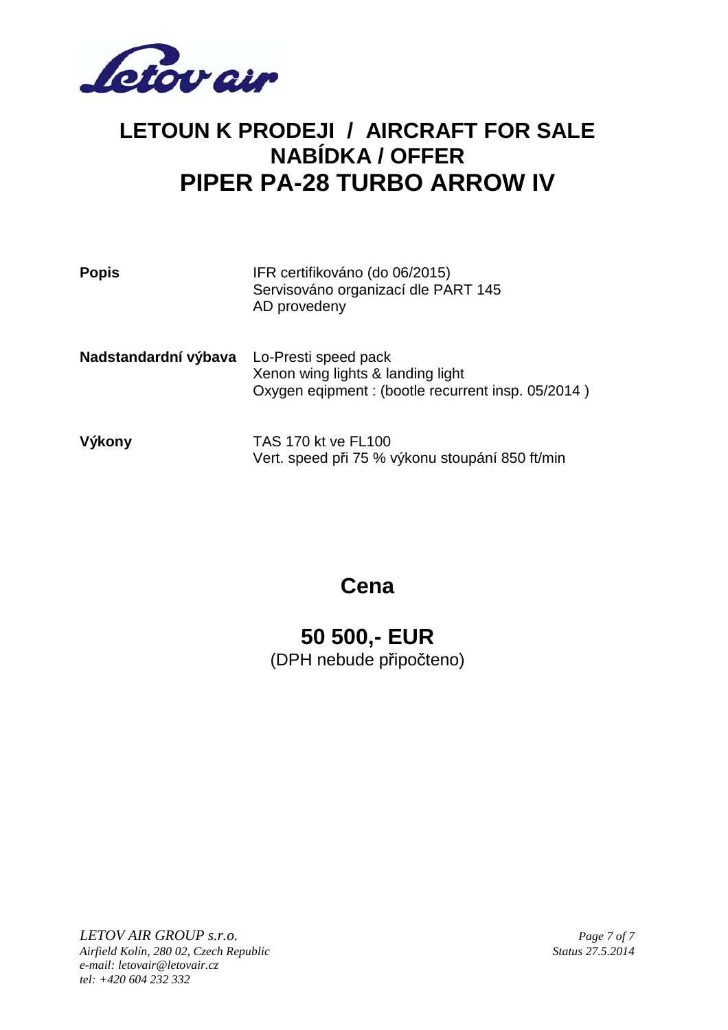Letov air

# LETOUN K PRODEJI / AIRCRAFT FOR SALE
# NABÍDKA / OFFER
# PIPER PA-28 TURBO ARROW IV

| | |
|---|---|
| **Popis** | IFR certifikováno (do 06/2015)<br>Servisováno organizací dle PART 145<br>AD provedeny |
| **Nadstandardní výbava** | Lo-Presti speed pack<br>Xenon wing lights & landing light<br>Oxygen eqipment : (bootle recurrent insp. 05/2014 ) |
| **Výkony** | TAS 170 kt ve FL100<br>Vert. speed při 75 % výkonu stoupání 850 ft/min |

## Cena

## 50 500,- EUR

(DPH nebude připočteno)

*LETOV AIR GROUP s.r.o.*
*Airfield Kolín, 280 02, Czech Republic*
*e-mail: letovair@letovair.cz*
*tel: +420 604 232 332*

*Status 27.5.2014*